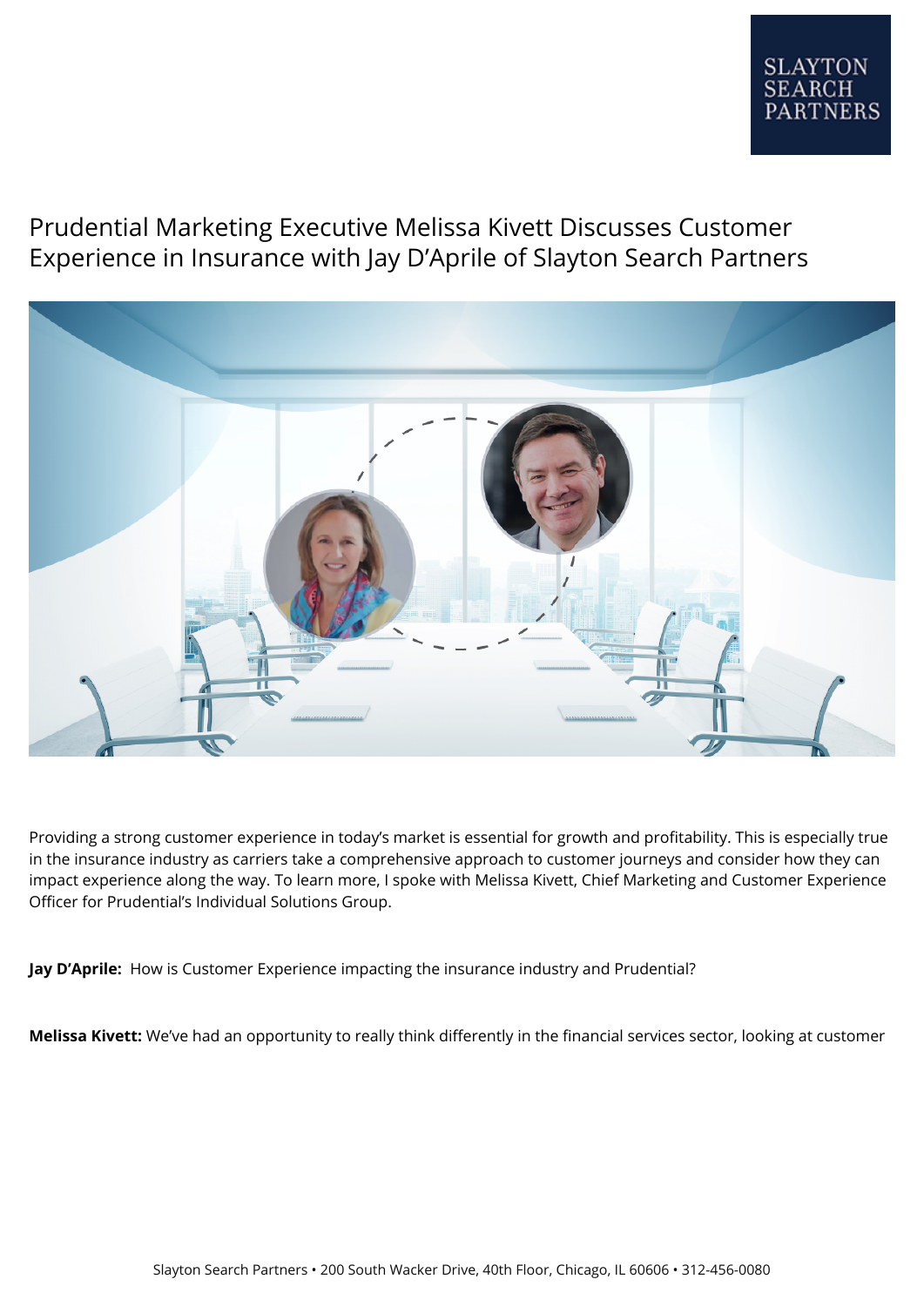SLAYTON SEARCH PARTNERS

# Prudential Marketing Executive Melissa Kivett Discusses Customer Experience in Insurance with Jay D'Aprile of Slayton Search Partners

Providing a strong customer experience in today's market is essential for growth and profitability. This is especially true in the insurance industry as carriers take a comprehensive approach to customer journeys and consider how they can impact experience along the way. To learn more, I spoke with Melissa Kivett, Chief Marketing and Customer Experience Officer for Prudential's Individual Solutions Group.

**Jay D'Aprile:** How is Customer Experience impacting the insurance industry and Prudential?

**Melissa Kivett:** We've had an opportunity to really think differently in the financial services sector, looking at customer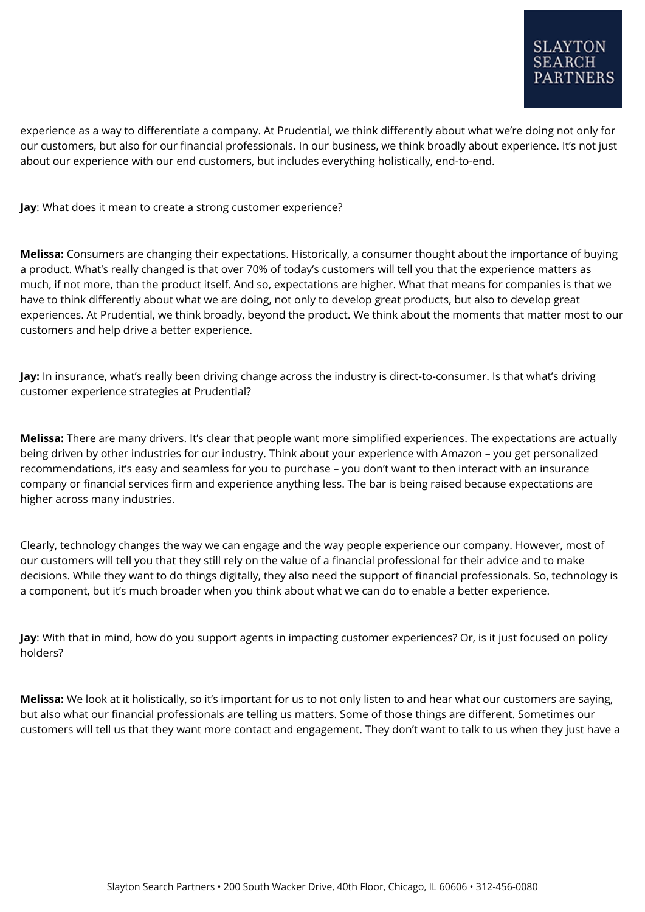experience as a way to differentiate a company. At Prudential, we think differently about what we're doing not only for our customers, but also for our financial professionals. In our business, we think broadly about experience. It's not just about our experience with our end customers, but includes everything holistically, end-to-end.

**Jay**: What does it mean to create a strong customer experience?

**Melissa:** Consumers are changing their expectations. Historically, a consumer thought about the importance of buying a product. What's really changed is that over 70% of today's customers will tell you that the experience matters as much, if not more, than the product itself. And so, expectations are higher. What that means for companies is that we have to think differently about what we are doing, not only to develop great products, but also to develop great experiences. At Prudential, we think broadly, beyond the product. We think about the moments that matter most to our customers and help drive a better experience.

**Jay:** In insurance, what's really been driving change across the industry is direct-to-consumer. Is that what's driving customer experience strategies at Prudential?

**Melissa:** There are many drivers. It's clear that people want more simplified experiences. The expectations are actually being driven by other industries for our industry. Think about your experience with Amazon – you get personalized recommendations, it's easy and seamless for you to purchase – you don't want to then interact with an insurance company or financial services firm and experience anything less. The bar is being raised because expectations are higher across many industries.

Clearly, technology changes the way we can engage and the way people experience our company. However, most of our customers will tell you that they still rely on the value of a financial professional for their advice and to make decisions. While they want to do things digitally, they also need the support of financial professionals. So, technology is a component, but it's much broader when you think about what we can do to enable a better experience.

**Jay**: With that in mind, how do you support agents in impacting customer experiences? Or, is it just focused on policy holders?

**Melissa:** We look at it holistically, so it's important for us to not only listen to and hear what our customers are saying, but also what our financial professionals are telling us matters. Some of those things are different. Sometimes our customers will tell us that they want more contact and engagement. They don't want to talk to us when they just have a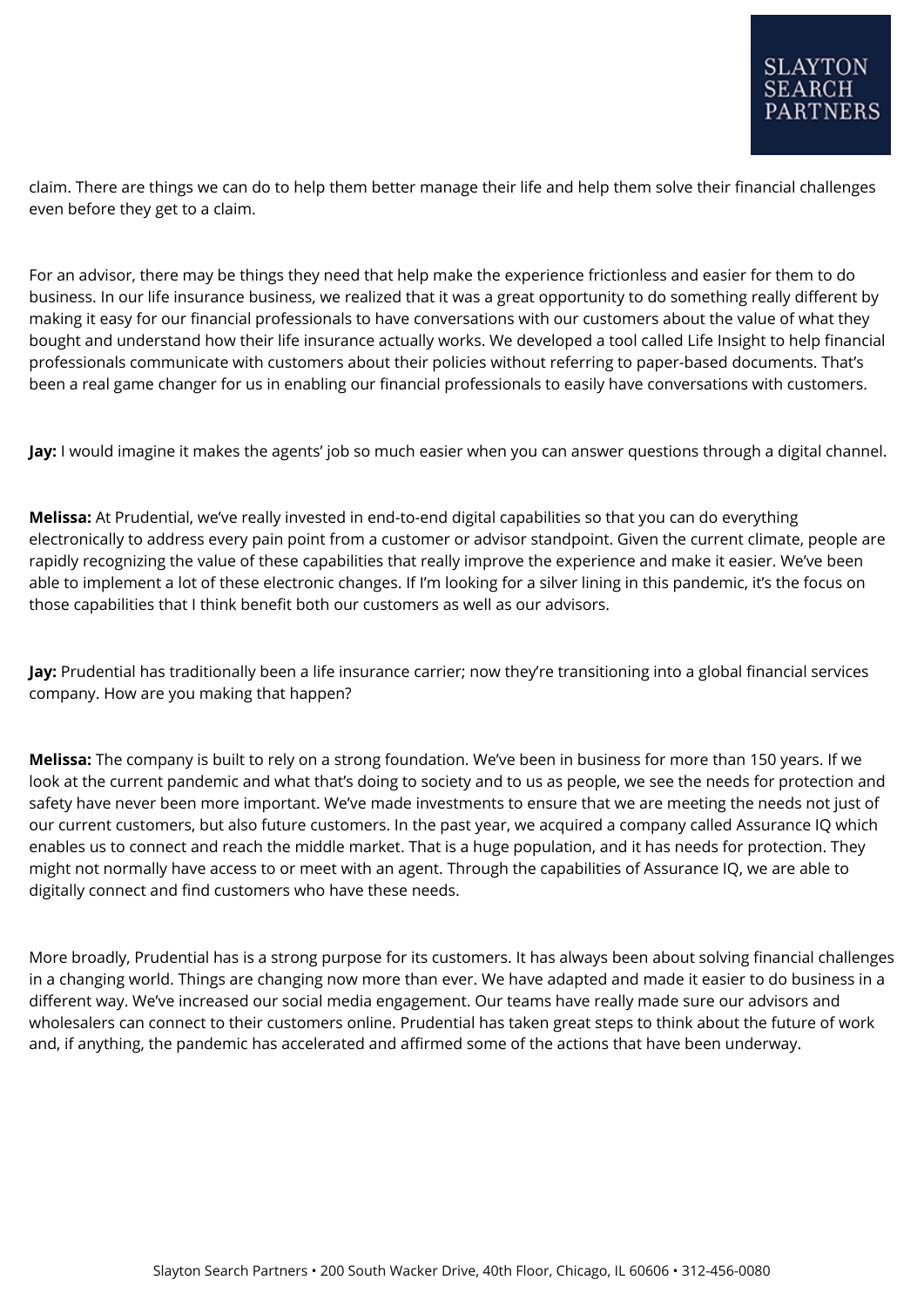claim. There are things we can do to help them better manage their life and help them solve their financial challenges even before they get to a claim.

For an advisor, there may be things they need that help make the experience frictionless and easier for them to do business. In our life insurance business, we realized that it was a great opportunity to do something really different by making it easy for our financial professionals to have conversations with our customers about the value of what they bought and understand how their life insurance actually works. We developed a tool called Life Insight to help financial professionals communicate with customers about their policies without referring to paper-based documents. That's been a real game changer for us in enabling our financial professionals to easily have conversations with customers.

**Jay:** I would imagine it makes the agents' job so much easier when you can answer questions through a digital channel.

**Melissa:** At Prudential, we've really invested in end-to-end digital capabilities so that you can do everything electronically to address every pain point from a customer or advisor standpoint. Given the current climate, people are rapidly recognizing the value of these capabilities that really improve the experience and make it easier. We've been able to implement a lot of these electronic changes. If I'm looking for a silver lining in this pandemic, it's the focus on those capabilities that I think benefit both our customers as well as our advisors.

**Jay:** Prudential has traditionally been a life insurance carrier; now they're transitioning into a global financial services company. How are you making that happen?

**Melissa:** The company is built to rely on a strong foundation. We've been in business for more than 150 years. If we look at the current pandemic and what that's doing to society and to us as people, we see the needs for protection and safety have never been more important. We've made investments to ensure that we are meeting the needs not just of our current customers, but also future customers. In the past year, we acquired a company called Assurance IQ which enables us to connect and reach the middle market. That is a huge population, and it has needs for protection. They might not normally have access to or meet with an agent. Through the capabilities of Assurance IQ, we are able to digitally connect and find customers who have these needs.

More broadly, Prudential has is a strong purpose for its customers. It has always been about solving financial challenges in a changing world. Things are changing now more than ever. We have adapted and made it easier to do business in a different way. We've increased our social media engagement. Our teams have really made sure our advisors and wholesalers can connect to their customers online. Prudential has taken great steps to think about the future of work and, if anything, the pandemic has accelerated and affirmed some of the actions that have been underway.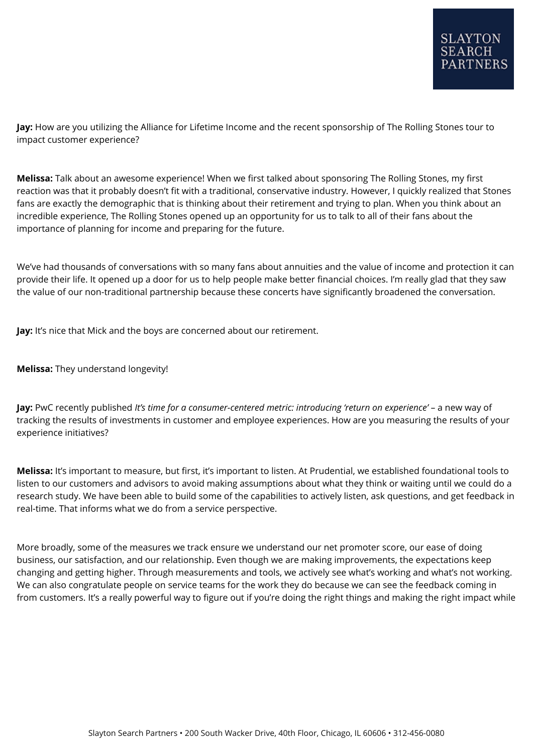**Jay:** How are you utilizing the Alliance for Lifetime Income and the recent sponsorship of The Rolling Stones tour to impact customer experience?

**Melissa:** Talk about an awesome experience! When we first talked about sponsoring The Rolling Stones, my first reaction was that it probably doesn't fit with a traditional, conservative industry. However, I quickly realized that Stones fans are exactly the demographic that is thinking about their retirement and trying to plan. When you think about an incredible experience, The Rolling Stones opened up an opportunity for us to talk to all of their fans about the importance of planning for income and preparing for the future.

We've had thousands of conversations with so many fans about annuities and the value of income and protection it can provide their life. It opened up a door for us to help people make better financial choices. I'm really glad that they saw the value of our non-traditional partnership because these concerts have significantly broadened the conversation.

**Jay:** It's nice that Mick and the boys are concerned about our retirement.

**Melissa:** They understand longevity!

**Jay:** PwC recently published *It's time for a consumer-centered metric: introducing 'return on experience'* – a new way of tracking the results of investments in customer and employee experiences. How are you measuring the results of your experience initiatives?

**Melissa:** It's important to measure, but first, it's important to listen. At Prudential, we established foundational tools to listen to our customers and advisors to avoid making assumptions about what they think or waiting until we could do a research study. We have been able to build some of the capabilities to actively listen, ask questions, and get feedback in real-time. That informs what we do from a service perspective.

More broadly, some of the measures we track ensure we understand our net promoter score, our ease of doing business, our satisfaction, and our relationship. Even though we are making improvements, the expectations keep changing and getting higher. Through measurements and tools, we actively see what's working and what's not working. We can also congratulate people on service teams for the work they do because we can see the feedback coming in from customers. It's a really powerful way to figure out if you're doing the right things and making the right impact while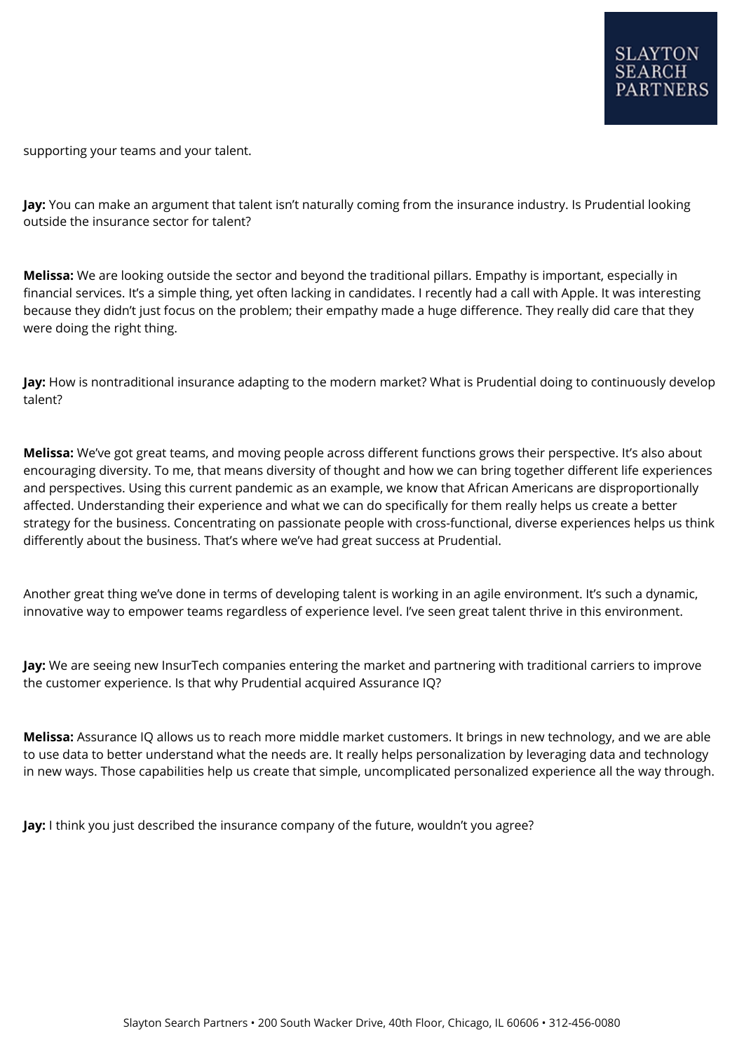supporting your teams and your talent.

**Jay:** You can make an argument that talent isn't naturally coming from the insurance industry. Is Prudential looking outside the insurance sector for talent?

**Melissa:** We are looking outside the sector and beyond the traditional pillars. Empathy is important, especially in financial services. It's a simple thing, yet often lacking in candidates. I recently had a call with Apple. It was interesting because they didn't just focus on the problem; their empathy made a huge difference. They really did care that they were doing the right thing.

**Jay:** How is nontraditional insurance adapting to the modern market? What is Prudential doing to continuously develop talent?

**Melissa:** We've got great teams, and moving people across different functions grows their perspective. It's also about encouraging diversity. To me, that means diversity of thought and how we can bring together different life experiences and perspectives. Using this current pandemic as an example, we know that African Americans are disproportionally affected. Understanding their experience and what we can do specifically for them really helps us create a better strategy for the business. Concentrating on passionate people with cross-functional, diverse experiences helps us think differently about the business. That's where we've had great success at Prudential.

Another great thing we've done in terms of developing talent is working in an agile environment. It's such a dynamic, innovative way to empower teams regardless of experience level. I've seen great talent thrive in this environment.

**Jay:** We are seeing new InsurTech companies entering the market and partnering with traditional carriers to improve the customer experience. Is that why Prudential acquired Assurance IQ?

**Melissa:** Assurance IQ allows us to reach more middle market customers. It brings in new technology, and we are able to use data to better understand what the needs are. It really helps personalization by leveraging data and technology in new ways. Those capabilities help us create that simple, uncomplicated personalized experience all the way through.

**Jay:** I think you just described the insurance company of the future, wouldn't you agree?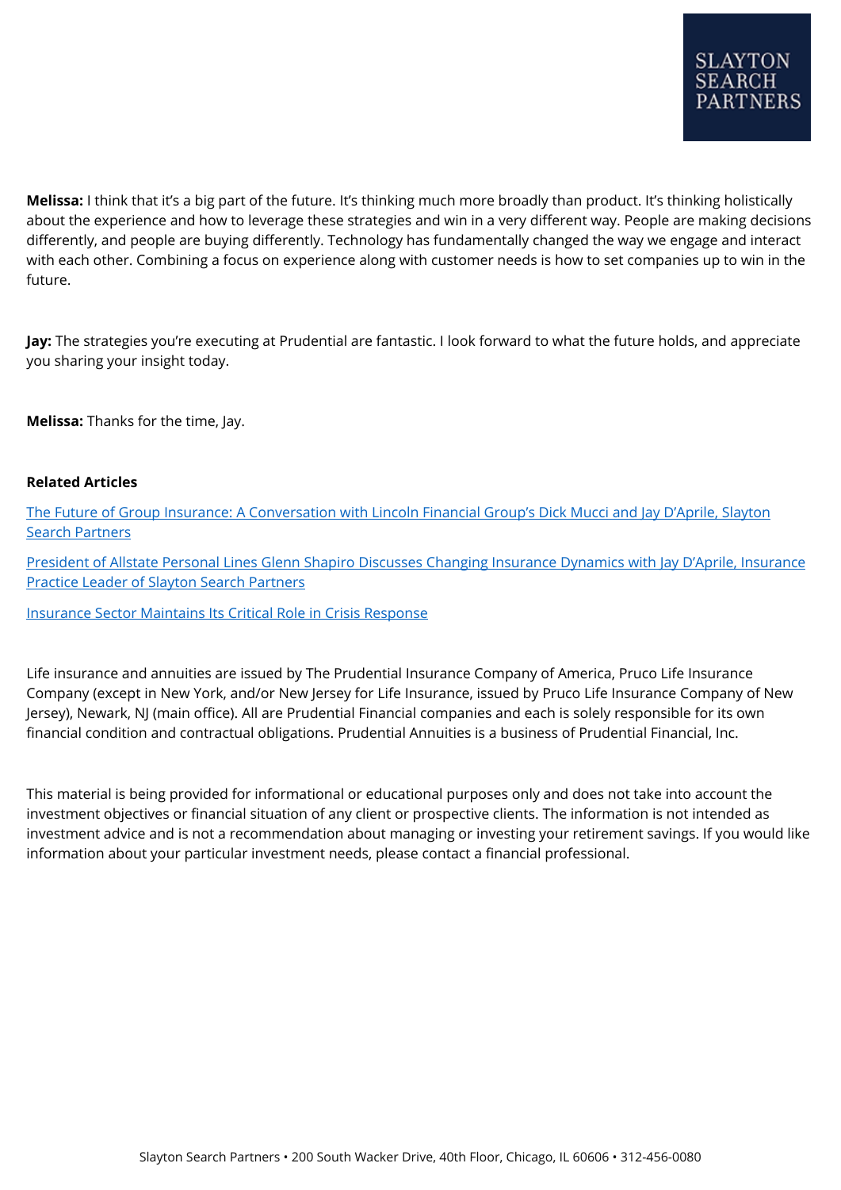**Melissa:** I think that it's a big part of the future. It's thinking much more broadly than product. It's thinking holistically about the experience and how to leverage these strategies and win in a very different way. People are making decisions differently, and people are buying differently. Technology has fundamentally changed the way we engage and interact with each other. Combining a focus on experience along with customer needs is how to set companies up to win in the future.

**Jay:** The strategies you're executing at Prudential are fantastic. I look forward to what the future holds, and appreciate you sharing your insight today.

**Melissa:** Thanks for the time, Jay.

**Related Articles**

The Future of Group Insurance: A Conversation with Lincoln Financial Group's Dick Mucci and Jay D'Aprile, Slayton Search Partners

President of Allstate Personal Lines Glenn Shapiro Discusses Changing Insurance Dynamics with Jay D'Aprile, Insurance Practice Leader of Slayton Search Partners

Insurance Sector Maintains Its Critical Role in Crisis Response

Life insurance and annuities are issued by The Prudential Insurance Company of America, Pruco Life Insurance Company (except in New York, and/or New Jersey for Life Insurance, issued by Pruco Life Insurance Company of New Jersey), Newark, NJ (main office). All are Prudential Financial companies and each is solely responsible for its own financial condition and contractual obligations. Prudential Annuities is a business of Prudential Financial, Inc.

This material is being provided for informational or educational purposes only and does not take into account the investment objectives or financial situation of any client or prospective clients. The information is not intended as investment advice and is not a recommendation about managing or investing your retirement savings. If you would like information about your particular investment needs, please contact a financial professional.